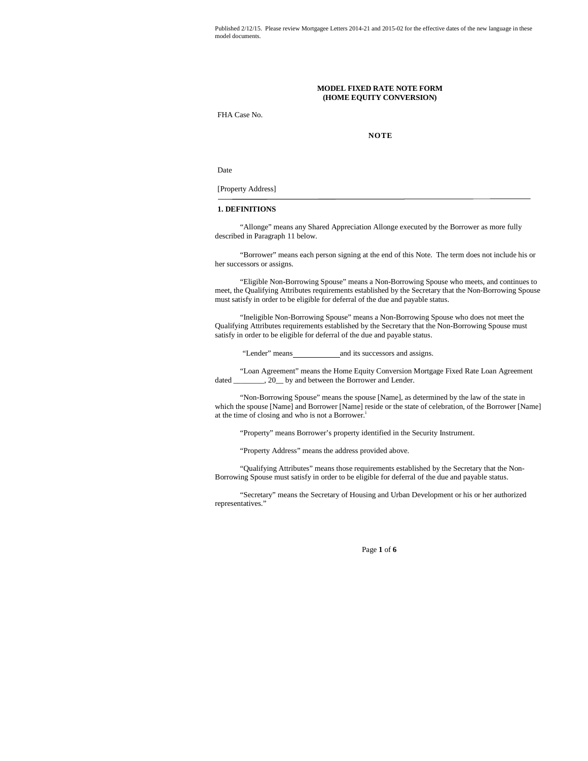Published 2/12/15. Please review Mortgagee Letters 2014-21 and 2015-02 for the effective dates of the new language in these model documents.

**MODEL FIXED RATE NOTE FORM**
**(HOME EQUITY CONVERSION)**

FHA Case No.

**NOTE**

Date

[Property Address]

**1. DEFINITIONS**

"Allonge" means any Shared Appreciation Allonge executed by the Borrower as more fully described in Paragraph 11 below.

"Borrower" means each person signing at the end of this Note. The term does not include his or her successors or assigns.

"Eligible Non-Borrowing Spouse" means a Non-Borrowing Spouse who meets, and continues to meet, the Qualifying Attributes requirements established by the Secretary that the Non-Borrowing Spouse must satisfy in order to be eligible for deferral of the due and payable status.

"Ineligible Non-Borrowing Spouse" means a Non-Borrowing Spouse who does not meet the Qualifying Attributes requirements established by the Secretary that the Non-Borrowing Spouse must satisfy in order to be eligible for deferral of the due and payable status.

"Lender" means ____________ and its successors and assigns.

"Loan Agreement" means the Home Equity Conversion Mortgage Fixed Rate Loan Agreement dated ________, 20__ by and between the Borrower and Lender.

"Non-Borrowing Spouse" means the spouse [Name], as determined by the law of the state in which the spouse [Name] and Borrower [Name] reside or the state of celebration, of the Borrower [Name] at the time of closing and who is not a Borrower.[1]

"Property" means Borrower's property identified in the Security Instrument.

"Property Address" means the address provided above.

"Qualifying Attributes" means those requirements established by the Secretary that the Non-Borrowing Spouse must satisfy in order to be eligible for deferral of the due and payable status.

"Secretary" means the Secretary of Housing and Urban Development or his or her authorized representatives."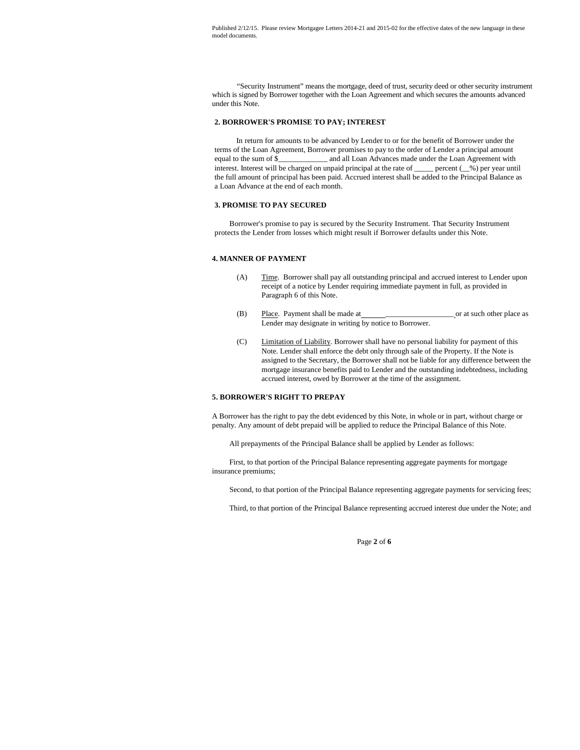Published 2/12/15. Please review Mortgagee Letters 2014-21 and 2015-02 for the effective dates of the new language in these model documents.

"Security Instrument" means the mortgage, deed of trust, security deed or other security instrument which is signed by Borrower together with the Loan Agreement and which secures the amounts advanced under this Note.

**2. BORROWER'S PROMISE TO PAY; INTEREST**

In return for amounts to be advanced by Lender to or for the benefit of Borrower under the terms of the Loan Agreement, Borrower promises to pay to the order of Lender a principal amount equal to the sum of $_____________ and all Loan Advances made under the Loan Agreement with interest. Interest will be charged on unpaid principal at the rate of _____ percent (__%) per year until the full amount of principal has been paid. Accrued interest shall be added to the Principal Balance as a Loan Advance at the end of each month.

**3. PROMISE TO PAY SECURED**

Borrower's promise to pay is secured by the Security Instrument. That Security Instrument protects the Lender from losses which might result if Borrower defaults under this Note.

**4. MANNER OF PAYMENT**

(A) Time. Borrower shall pay all outstanding principal and accrued interest to Lender upon receipt of a notice by Lender requiring immediate payment in full, as provided in Paragraph 6 of this Note.

(B) Place. Payment shall be made at________________________ or at such other place as Lender may designate in writing by notice to Borrower.

(C) Limitation of Liability. Borrower shall have no personal liability for payment of this Note. Lender shall enforce the debt only through sale of the Property. If the Note is assigned to the Secretary, the Borrower shall not be liable for any difference between the mortgage insurance benefits paid to Lender and the outstanding indebtedness, including accrued interest, owed by Borrower at the time of the assignment.

**5. BORROWER'S RIGHT TO PREPAY**

A Borrower has the right to pay the debt evidenced by this Note, in whole or in part, without charge or penalty. Any amount of debt prepaid will be applied to reduce the Principal Balance of this Note.

All prepayments of the Principal Balance shall be applied by Lender as follows:

First, to that portion of the Principal Balance representing aggregate payments for mortgage insurance premiums;

Second, to that portion of the Principal Balance representing aggregate payments for servicing fees;

Third, to that portion of the Principal Balance representing accrued interest due under the Note; and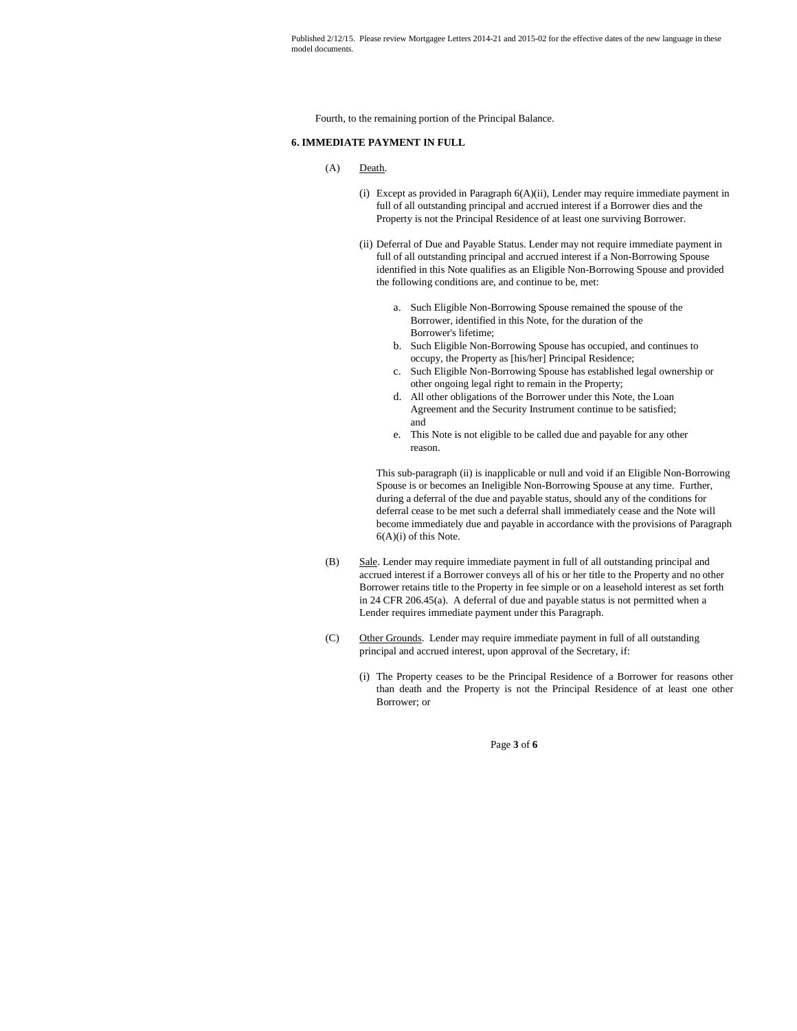Fourth, to the remaining portion of the Principal Balance.

**6. IMMEDIATE PAYMENT IN FULL**

(A) Death.

(i) Except as provided in Paragraph 6(A)(ii), Lender may require immediate payment in full of all outstanding principal and accrued interest if a Borrower dies and the Property is not the Principal Residence of at least one surviving Borrower.

(ii) Deferral of Due and Payable Status. Lender may not require immediate payment in full of all outstanding principal and accrued interest if a Non-Borrowing Spouse identified in this Note qualifies as an Eligible Non-Borrowing Spouse and provided the following conditions are, and continue to be, met:

a. Such Eligible Non-Borrowing Spouse remained the spouse of the Borrower, identified in this Note, for the duration of the Borrower's lifetime;
b. Such Eligible Non-Borrowing Spouse has occupied, and continues to occupy, the Property as [his/her] Principal Residence;
c. Such Eligible Non-Borrowing Spouse has established legal ownership or other ongoing legal right to remain in the Property;
d. All other obligations of the Borrower under this Note, the Loan Agreement and the Security Instrument continue to be satisfied; and
e. This Note is not eligible to be called due and payable for any other reason.

This sub-paragraph (ii) is inapplicable or null and void if an Eligible Non-Borrowing Spouse is or becomes an Ineligible Non-Borrowing Spouse at any time. Further, during a deferral of the due and payable status, should any of the conditions for deferral cease to be met such a deferral shall immediately cease and the Note will become immediately due and payable in accordance with the provisions of Paragraph 6(A)(i) of this Note.

(B) Sale. Lender may require immediate payment in full of all outstanding principal and accrued interest if a Borrower conveys all of his or her title to the Property and no other Borrower retains title to the Property in fee simple or on a leasehold interest as set forth in 24 CFR 206.45(a). A deferral of due and payable status is not permitted when a Lender requires immediate payment under this Paragraph.

(C) Other Grounds. Lender may require immediate payment in full of all outstanding principal and accrued interest, upon approval of the Secretary, if:

(i) The Property ceases to be the Principal Residence of a Borrower for reasons other than death and the Property is not the Principal Residence of at least one other Borrower; or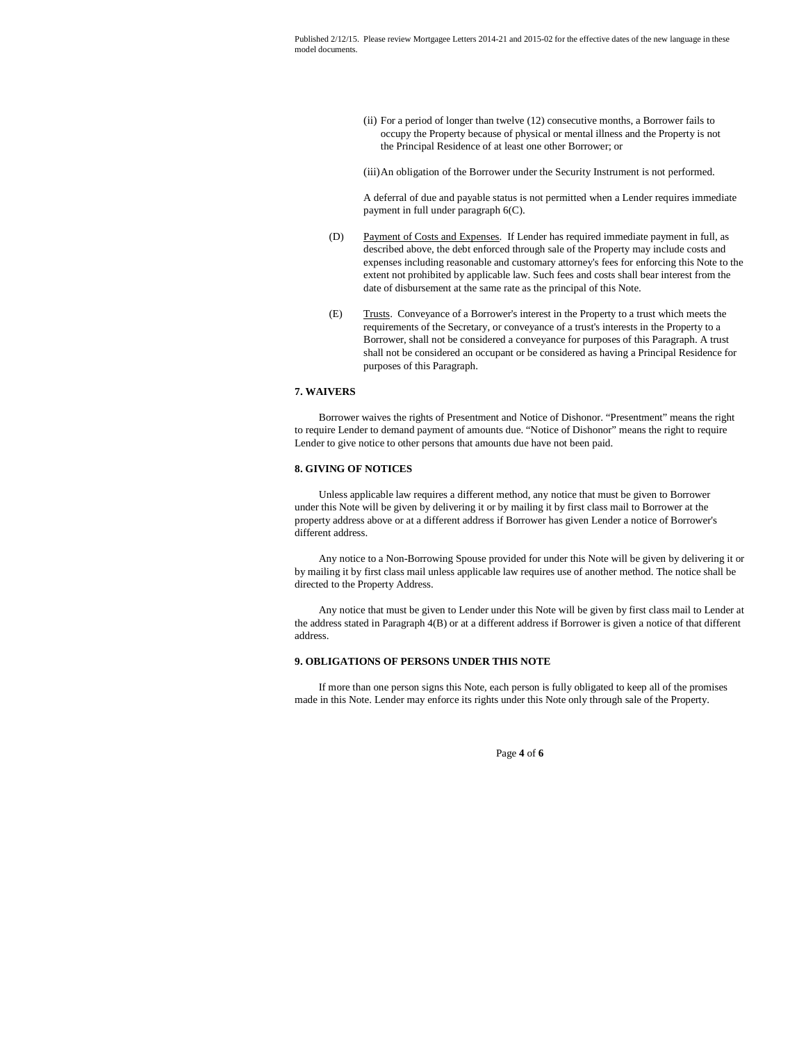(ii) For a period of longer than twelve (12) consecutive months, a Borrower fails to occupy the Property because of physical or mental illness and the Property is not the Principal Residence of at least one other Borrower; or

(iii) An obligation of the Borrower under the Security Instrument is not performed.

A deferral of due and payable status is not permitted when a Lender requires immediate payment in full under paragraph 6(C).

(D) Payment of Costs and Expenses. If Lender has required immediate payment in full, as described above, the debt enforced through sale of the Property may include costs and expenses including reasonable and customary attorney's fees for enforcing this Note to the extent not prohibited by applicable law. Such fees and costs shall bear interest from the date of disbursement at the same rate as the principal of this Note.

(E) Trusts. Conveyance of a Borrower's interest in the Property to a trust which meets the requirements of the Secretary, or conveyance of a trust's interests in the Property to a Borrower, shall not be considered a conveyance for purposes of this Paragraph. A trust shall not be considered an occupant or be considered as having a Principal Residence for purposes of this Paragraph.

**7. WAIVERS**

Borrower waives the rights of Presentment and Notice of Dishonor. "Presentment" means the right to require Lender to demand payment of amounts due. "Notice of Dishonor" means the right to require Lender to give notice to other persons that amounts due have not been paid.

**8. GIVING OF NOTICES**

Unless applicable law requires a different method, any notice that must be given to Borrower under this Note will be given by delivering it or by mailing it by first class mail to Borrower at the property address above or at a different address if Borrower has given Lender a notice of Borrower's different address.

Any notice to a Non-Borrowing Spouse provided for under this Note will be given by delivering it or by mailing it by first class mail unless applicable law requires use of another method. The notice shall be directed to the Property Address.

Any notice that must be given to Lender under this Note will be given by first class mail to Lender at the address stated in Paragraph 4(B) or at a different address if Borrower is given a notice of that different address.

**9. OBLIGATIONS OF PERSONS UNDER THIS NOTE**

If more than one person signs this Note, each person is fully obligated to keep all of the promises made in this Note. Lender may enforce its rights under this Note only through sale of the Property.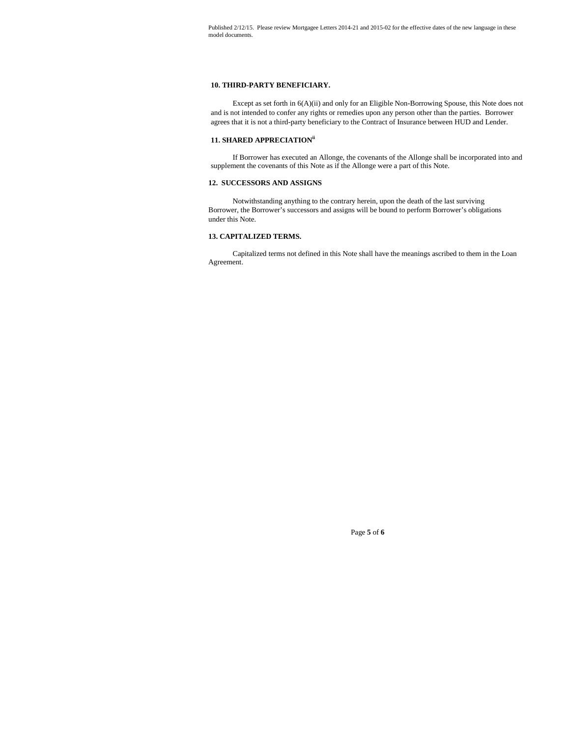**10. THIRD-PARTY BENEFICIARY.**

Except as set forth in 6(A)(ii) and only for an Eligible Non-Borrowing Spouse, this Note does not and is not intended to confer any rights or remedies upon any person other than the parties. Borrower agrees that it is not a third-party beneficiary to the Contract of Insurance between HUD and Lender.

**11. SHARED APPRECIATION[ii]**

If Borrower has executed an Allonge, the covenants of the Allonge shall be incorporated into and supplement the covenants of this Note as if the Allonge were a part of this Note.

**12. SUCCESSORS AND ASSIGNS**

Notwithstanding anything to the contrary herein, upon the death of the last surviving Borrower, the Borrower's successors and assigns will be bound to perform Borrower's obligations under this Note.

**13. CAPITALIZED TERMS.**

Capitalized terms not defined in this Note shall have the meanings ascribed to them in the Loan Agreement.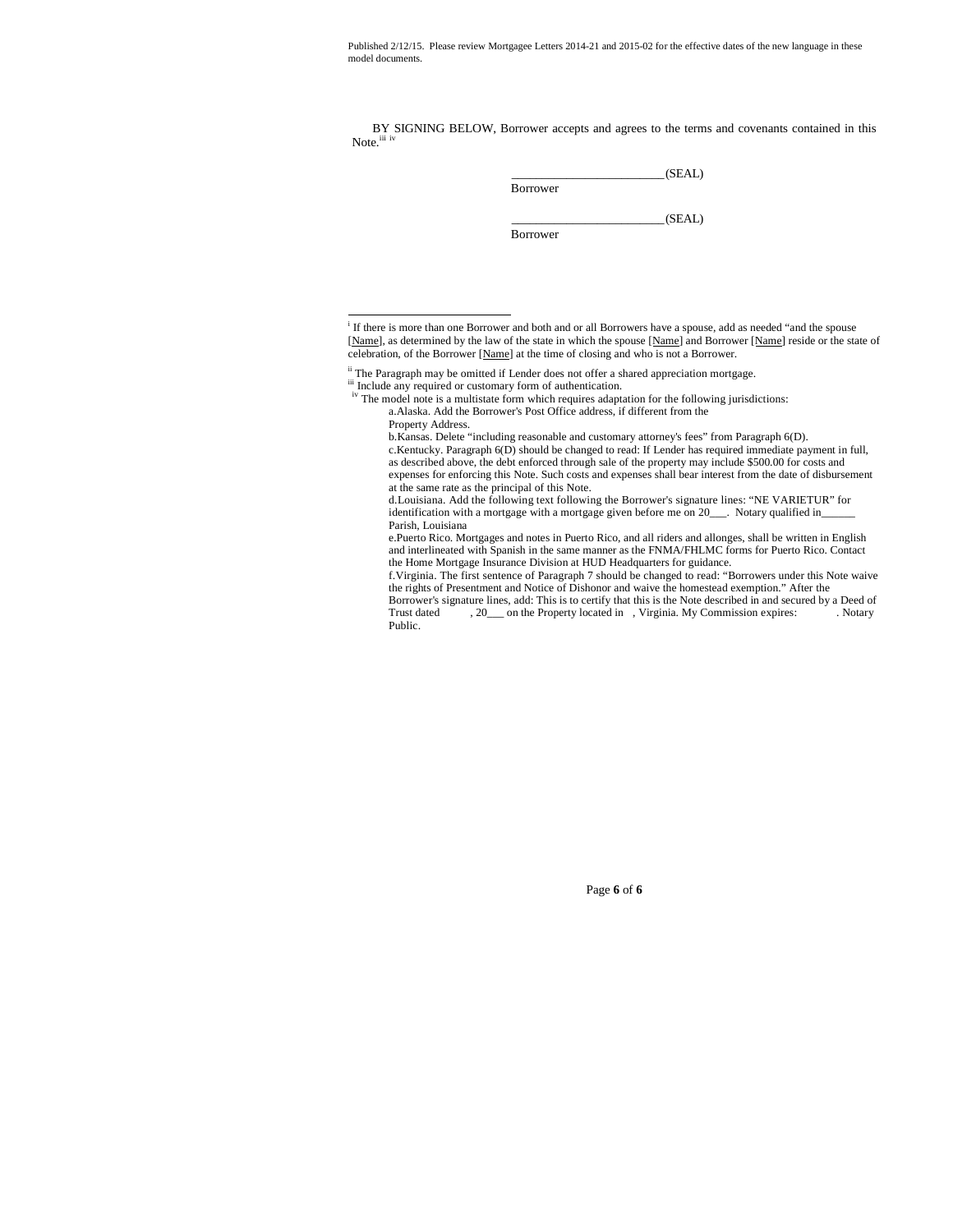Published 2/12/15. Please review Mortgagee Letters 2014-21 and 2015-02 for the effective dates of the new language in these model documents.

BY SIGNING BELOW, Borrower accepts and agrees to the terms and covenants contained in this Note.[iii] [iv]

_________________________(SEAL)
Borrower

_________________________(SEAL)
Borrower

---

[i] If there is more than one Borrower and both and or all Borrowers have a spouse, add as needed "and the spouse [Name], as determined by the law of the state in which the spouse [Name] and Borrower [Name] reside or the state of celebration, of the Borrower [Name] at the time of closing and who is not a Borrower.

[ii] The Paragraph may be omitted if Lender does not offer a shared appreciation mortgage.

[iii] Include any required or customary form of authentication.

[iv] The model note is a multistate form which requires adaptation for the following jurisdictions:

a.Alaska. Add the Borrower's Post Office address, if different from the Property Address.

b.Kansas. Delete "including reasonable and customary attorney's fees" from Paragraph 6(D).

c.Kentucky. Paragraph 6(D) should be changed to read: If Lender has required immediate payment in full, as described above, the debt enforced through sale of the property may include $500.00 for costs and expenses for enforcing this Note. Such costs and expenses shall bear interest from the date of disbursement at the same rate as the principal of this Note.

d.Louisiana. Add the following text following the Borrower's signature lines: "NE VARIETUR" for identification with a mortgage with a mortgage given before me on 20___. Notary qualified in______ Parish, Louisiana

e.Puerto Rico. Mortgages and notes in Puerto Rico, and all riders and allonges, shall be written in English and interlineated with Spanish in the same manner as the FNMA/FHLMC forms for Puerto Rico. Contact the Home Mortgage Insurance Division at HUD Headquarters for guidance.

f.Virginia. The first sentence of Paragraph 7 should be changed to read: "Borrowers under this Note waive the rights of Presentment and Notice of Dishonor and waive the homestead exemption." After the Borrower's signature lines, add: This is to certify that this is the Note described in and secured by a Deed of Trust dated , 20___ on the Property located in , Virginia. My Commission expires: . Notary Public.